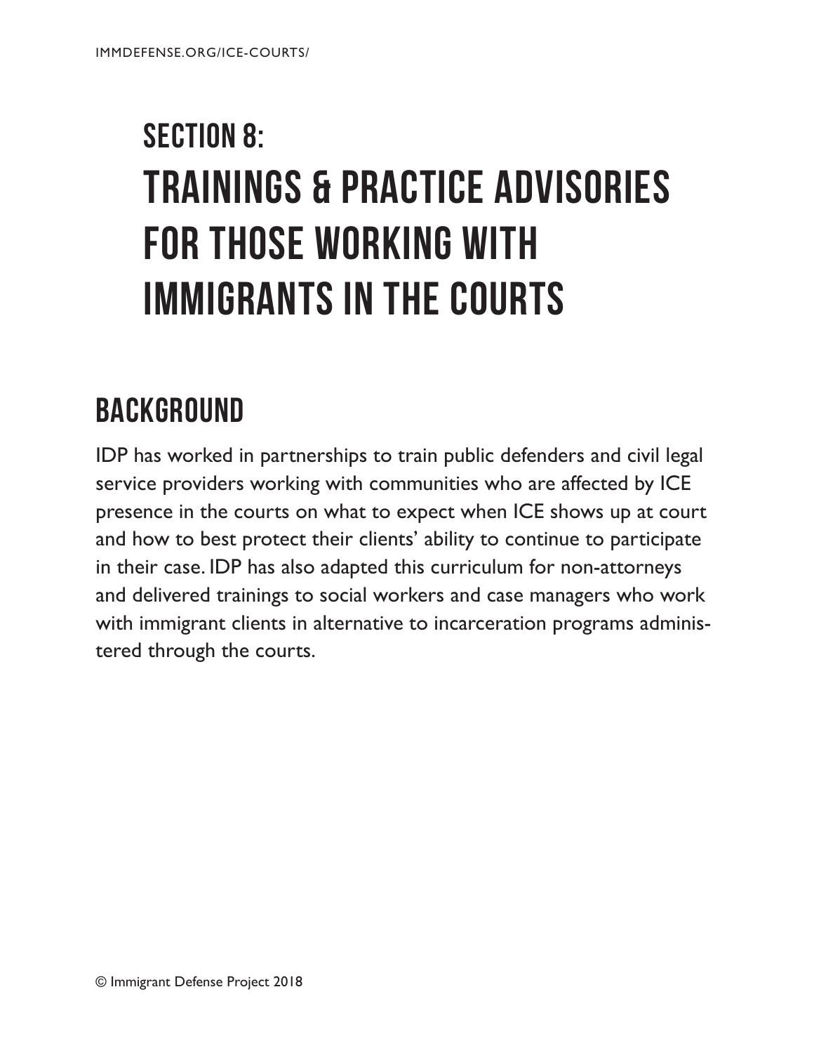# SECTION 8: TRAININGS & PRACTICE ADVISORIES FOR THOSE WORKING WITH IMMIGRANTS IN THE COURTS

## BACKGROUND

IDP has worked in partnerships to train public defenders and civil legal service providers working with communities who are affected by ICE presence in the courts on what to expect when ICE shows up at court and how to best protect their clients' ability to continue to participate in their case. IDP has also adapted this curriculum for non-attorneys and delivered trainings to social workers and case managers who work with immigrant clients in alternative to incarceration programs administered through the courts.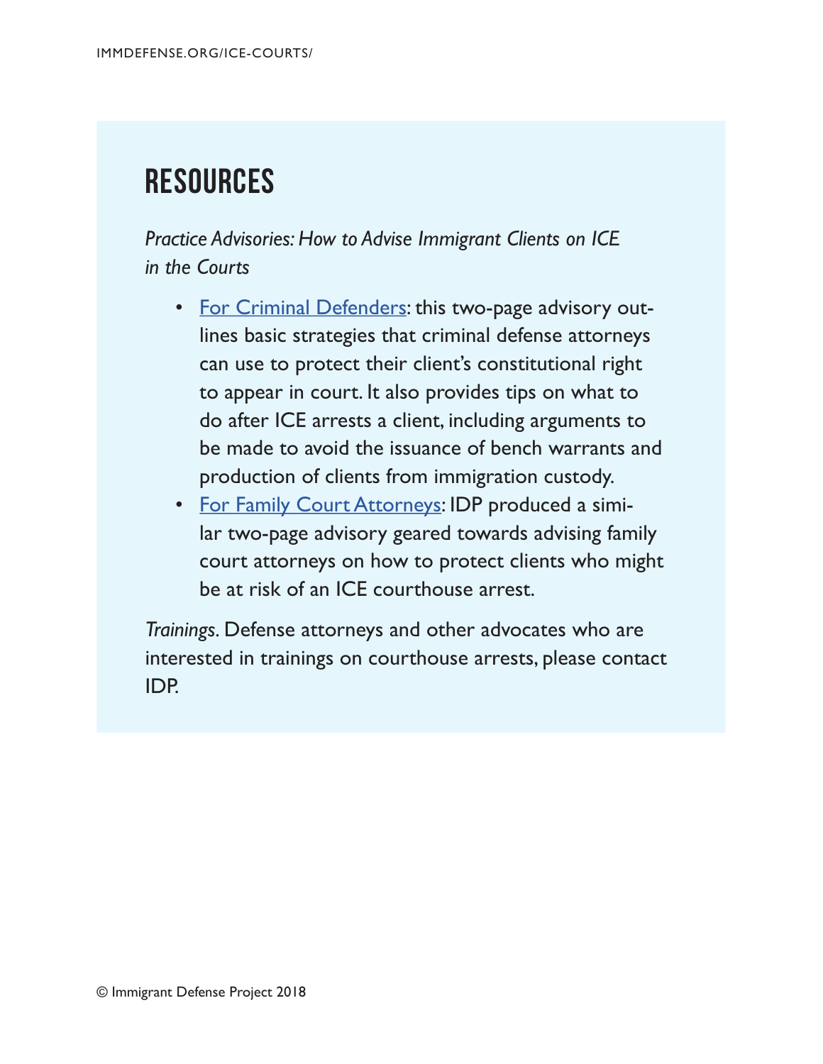## RESOURCES

*Practice Advisories: How to Advise Immigrant Clients on ICE in the Courts*

- For Criminal Defenders: this two-page advisory outlines basic strategies that criminal defense attorneys can use to protect their client's constitutional right to appear in court. It also provides tips on what to do after ICE arrests a client, including arguments to be made to avoid the issuance of bench warrants and production of clients from immigration custody.
- For Family Court Attorneys: IDP produced a similar two-page advisory geared towards advising family court attorneys on how to protect clients who might be at risk of an ICE courthouse arrest.

*Trainings*. Defense attorneys and other advocates who are interested in trainings on courthouse arrests, please contact IDP.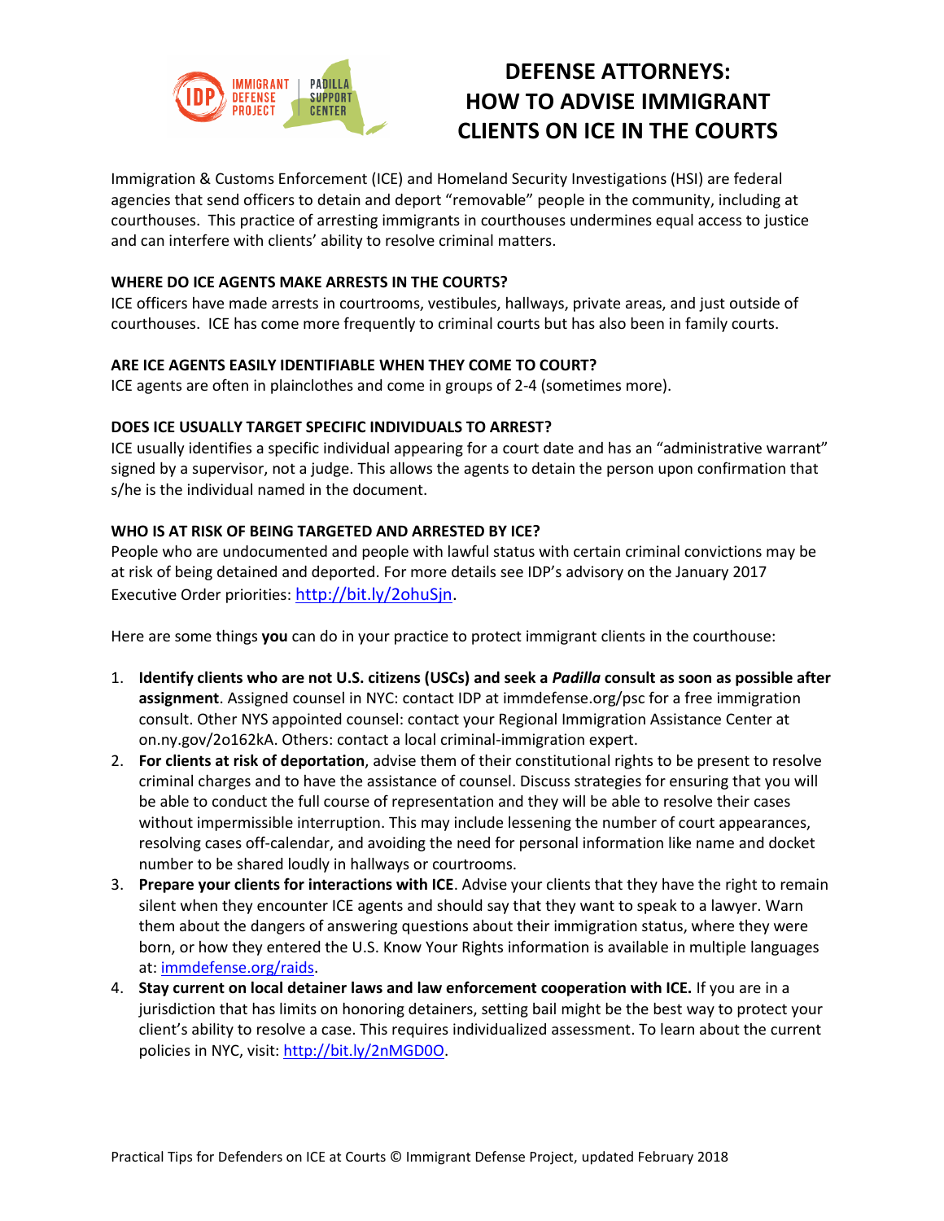# DEFENSE ATTORNEYS: HOW TO ADVISE IMMIGRANT CLIENTS ON ICE IN THE COURTS

Immigration & Customs Enforcement (ICE) and Homeland Security Investigations (HSI) are federal agencies that send officers to detain and deport "removable" people in the community, including at courthouses. This practice of arresting immigrants in courthouses undermines equal access to justice and can interfere with clients' ability to resolve criminal matters.

**WHERE DO ICE AGENTS MAKE ARRESTS IN THE COURTS?**

ICE officers have made arrests in courtrooms, vestibules, hallways, private areas, and just outside of courthouses. ICE has come more frequently to criminal courts but has also been in family courts.

**ARE ICE AGENTS EASILY IDENTIFIABLE WHEN THEY COME TO COURT?**

ICE agents are often in plainclothes and come in groups of 2-4 (sometimes more).

**DOES ICE USUALLY TARGET SPECIFIC INDIVIDUALS TO ARREST?**

ICE usually identifies a specific individual appearing for a court date and has an "administrative warrant" signed by a supervisor, not a judge. This allows the agents to detain the person upon confirmation that s/he is the individual named in the document.

**WHO IS AT RISK OF BEING TARGETED AND ARRESTED BY ICE?**

People who are undocumented and people with lawful status with certain criminal convictions may be at risk of being detained and deported. For more details see IDP's advisory on the January 2017 Executive Order priorities: http://bit.ly/2ohuSjn.

Here are some things **you** can do in your practice to protect immigrant clients in the courthouse:

1. **Identify clients who are not U.S. citizens (USCs) and seek a *Padilla* consult as soon as possible after assignment**. Assigned counsel in NYC: contact IDP at immdefense.org/psc for a free immigration consult. Other NYS appointed counsel: contact your Regional Immigration Assistance Center at on.ny.gov/2o162kA. Others: contact a local criminal-immigration expert.
2. **For clients at risk of deportation**, advise them of their constitutional rights to be present to resolve criminal charges and to have the assistance of counsel. Discuss strategies for ensuring that you will be able to conduct the full course of representation and they will be able to resolve their cases without impermissible interruption. This may include lessening the number of court appearances, resolving cases off-calendar, and avoiding the need for personal information like name and docket number to be shared loudly in hallways or courtrooms.
3. **Prepare your clients for interactions with ICE**. Advise your clients that they have the right to remain silent when they encounter ICE agents and should say that they want to speak to a lawyer. Warn them about the dangers of answering questions about their immigration status, where they were born, or how they entered the U.S. Know Your Rights information is available in multiple languages at: immdefense.org/raids.
4. **Stay current on local detainer laws and law enforcement cooperation with ICE.** If you are in a jurisdiction that has limits on honoring detainers, setting bail might be the best way to protect your client's ability to resolve a case. This requires individualized assessment. To learn about the current policies in NYC, visit: http://bit.ly/2nMGD0O.

Practical Tips for Defenders on ICE at Courts © Immigrant Defense Project, updated February 2018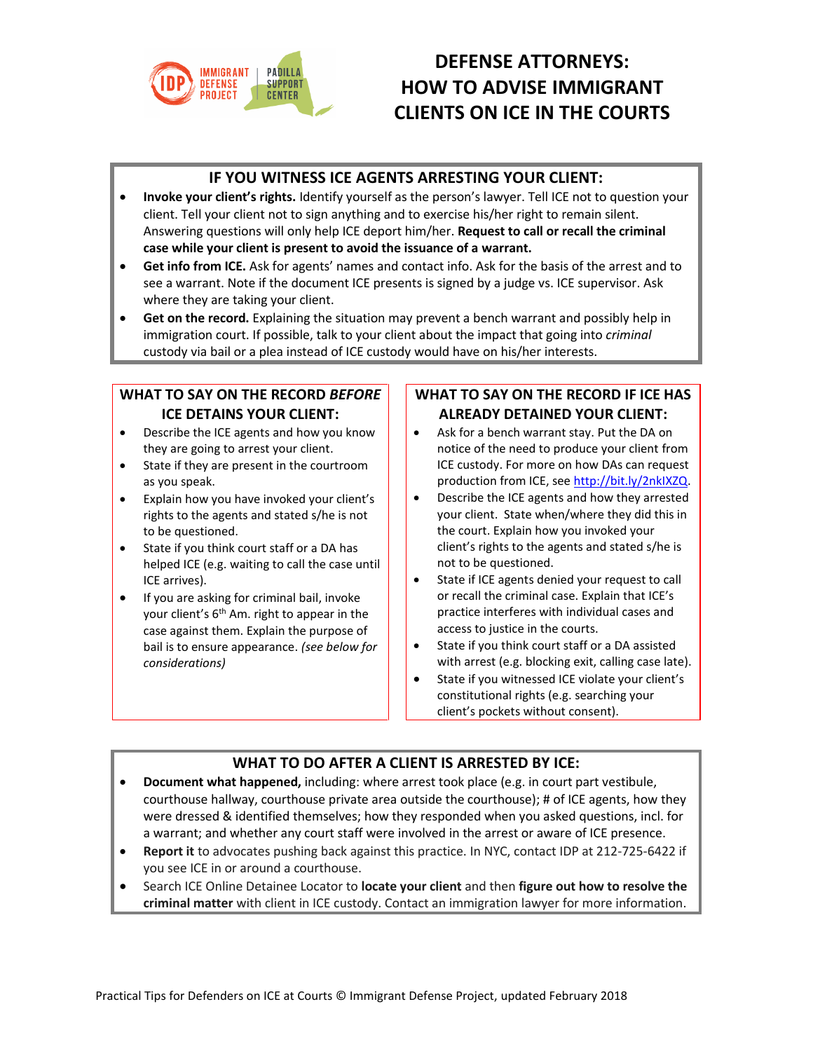IMMIGRANT DEFENSE PROJECT | PADILLA SUPPORT CENTER

# DEFENSE ATTORNEYS: HOW TO ADVISE IMMIGRANT CLIENTS ON ICE IN THE COURTS

## IF YOU WITNESS ICE AGENTS ARRESTING YOUR CLIENT:

- **Invoke your client's rights.** Identify yourself as the person's lawyer. Tell ICE not to question your client. Tell your client not to sign anything and to exercise his/her right to remain silent. Answering questions will only help ICE deport him/her. **Request to call or recall the criminal case while your client is present to avoid the issuance of a warrant.**
- **Get info from ICE.** Ask for agents' names and contact info. Ask for the basis of the arrest and to see a warrant. Note if the document ICE presents is signed by a judge vs. ICE supervisor. Ask where they are taking your client.
- **Get on the record.** Explaining the situation may prevent a bench warrant and possibly help in immigration court. If possible, talk to your client about the impact that going into *criminal* custody via bail or a plea instead of ICE custody would have on his/her interests.

## WHAT TO SAY ON THE RECORD *BEFORE* ICE DETAINS YOUR CLIENT:

- Describe the ICE agents and how you know they are going to arrest your client.
- State if they are present in the courtroom as you speak.
- Explain how you have invoked your client's rights to the agents and stated s/he is not to be questioned.
- State if you think court staff or a DA has helped ICE (e.g. waiting to call the case until ICE arrives).
- If you are asking for criminal bail, invoke your client's 6th Am. right to appear in the case against them. Explain the purpose of bail is to ensure appearance. *(see below for considerations)*

## WHAT TO SAY ON THE RECORD IF ICE HAS ALREADY DETAINED YOUR CLIENT:

- Ask for a bench warrant stay. Put the DA on notice of the need to produce your client from ICE custody. For more on how DAs can request production from ICE, see http://bit.ly/2nkIXZQ.
- Describe the ICE agents and how they arrested your client. State when/where they did this in the court. Explain how you invoked your client's rights to the agents and stated s/he is not to be questioned.
- State if ICE agents denied your request to call or recall the criminal case. Explain that ICE's practice interferes with individual cases and access to justice in the courts.
- State if you think court staff or a DA assisted with arrest (e.g. blocking exit, calling case late).
- State if you witnessed ICE violate your client's constitutional rights (e.g. searching your client's pockets without consent).

## WHAT TO DO AFTER A CLIENT IS ARRESTED BY ICE:

- **Document what happened,** including: where arrest took place (e.g. in court part vestibule, courthouse hallway, courthouse private area outside the courthouse); # of ICE agents, how they were dressed & identified themselves; how they responded when you asked questions, incl. for a warrant; and whether any court staff were involved in the arrest or aware of ICE presence.
- **Report it** to advocates pushing back against this practice. In NYC, contact IDP at 212-725-6422 if you see ICE in or around a courthouse.
- Search ICE Online Detainee Locator to **locate your client** and then **figure out how to resolve the criminal matter** with client in ICE custody. Contact an immigration lawyer for more information.

Practical Tips for Defenders on ICE at Courts © Immigrant Defense Project, updated February 2018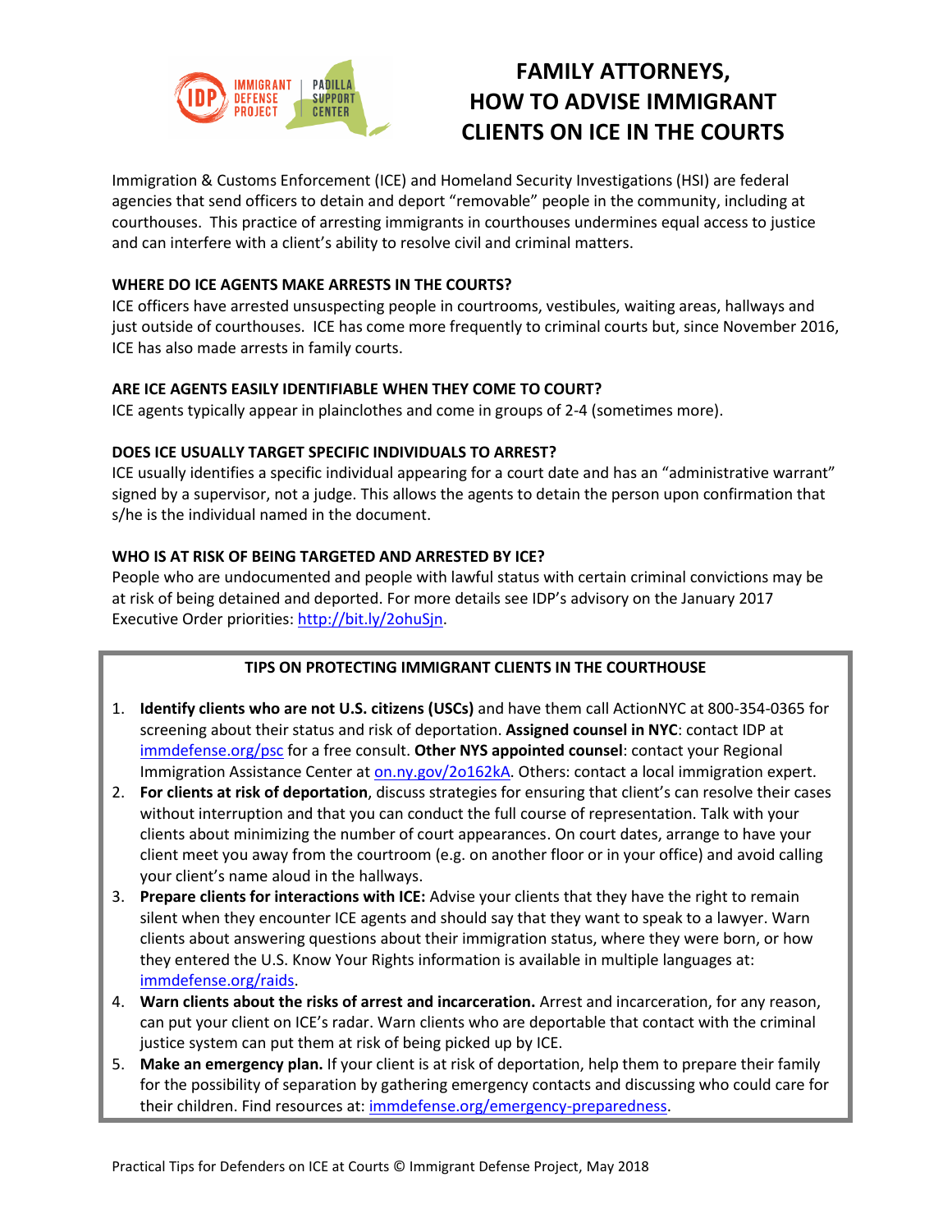# FAMILY ATTORNEYS, HOW TO ADVISE IMMIGRANT CLIENTS ON ICE IN THE COURTS

Immigration & Customs Enforcement (ICE) and Homeland Security Investigations (HSI) are federal agencies that send officers to detain and deport "removable" people in the community, including at courthouses. This practice of arresting immigrants in courthouses undermines equal access to justice and can interfere with a client's ability to resolve civil and criminal matters.

**WHERE DO ICE AGENTS MAKE ARRESTS IN THE COURTS?**

ICE officers have arrested unsuspecting people in courtrooms, vestibules, waiting areas, hallways and just outside of courthouses. ICE has come more frequently to criminal courts but, since November 2016, ICE has also made arrests in family courts.

**ARE ICE AGENTS EASILY IDENTIFIABLE WHEN THEY COME TO COURT?**

ICE agents typically appear in plainclothes and come in groups of 2-4 (sometimes more).

**DOES ICE USUALLY TARGET SPECIFIC INDIVIDUALS TO ARREST?**

ICE usually identifies a specific individual appearing for a court date and has an "administrative warrant" signed by a supervisor, not a judge. This allows the agents to detain the person upon confirmation that s/he is the individual named in the document.

**WHO IS AT RISK OF BEING TARGETED AND ARRESTED BY ICE?**

People who are undocumented and people with lawful status with certain criminal convictions may be at risk of being detained and deported. For more details see IDP's advisory on the January 2017 Executive Order priorities: http://bit.ly/2ohuSjn.

**TIPS ON PROTECTING IMMIGRANT CLIENTS IN THE COURTHOUSE**

1. **Identify clients who are not U.S. citizens (USCs)** and have them call ActionNYC at 800-354-0365 for screening about their status and risk of deportation. **Assigned counsel in NYC**: contact IDP at immdefense.org/psc for a free consult. **Other NYS appointed counsel**: contact your Regional Immigration Assistance Center at on.ny.gov/2o162kA. Others: contact a local immigration expert.
2. **For clients at risk of deportation**, discuss strategies for ensuring that client's can resolve their cases without interruption and that you can conduct the full course of representation. Talk with your clients about minimizing the number of court appearances. On court dates, arrange to have your client meet you away from the courtroom (e.g. on another floor or in your office) and avoid calling your client's name aloud in the hallways.
3. **Prepare clients for interactions with ICE:** Advise your clients that they have the right to remain silent when they encounter ICE agents and should say that they want to speak to a lawyer. Warn clients about answering questions about their immigration status, where they were born, or how they entered the U.S. Know Your Rights information is available in multiple languages at: immdefense.org/raids.
4. **Warn clients about the risks of arrest and incarceration.** Arrest and incarceration, for any reason, can put your client on ICE's radar. Warn clients who are deportable that contact with the criminal justice system can put them at risk of being picked up by ICE.
5. **Make an emergency plan.** If your client is at risk of deportation, help them to prepare their family for the possibility of separation by gathering emergency contacts and discussing who could care for their children. Find resources at: immdefense.org/emergency-preparedness.

Practical Tips for Defenders on ICE at Courts © Immigrant Defense Project, May 2018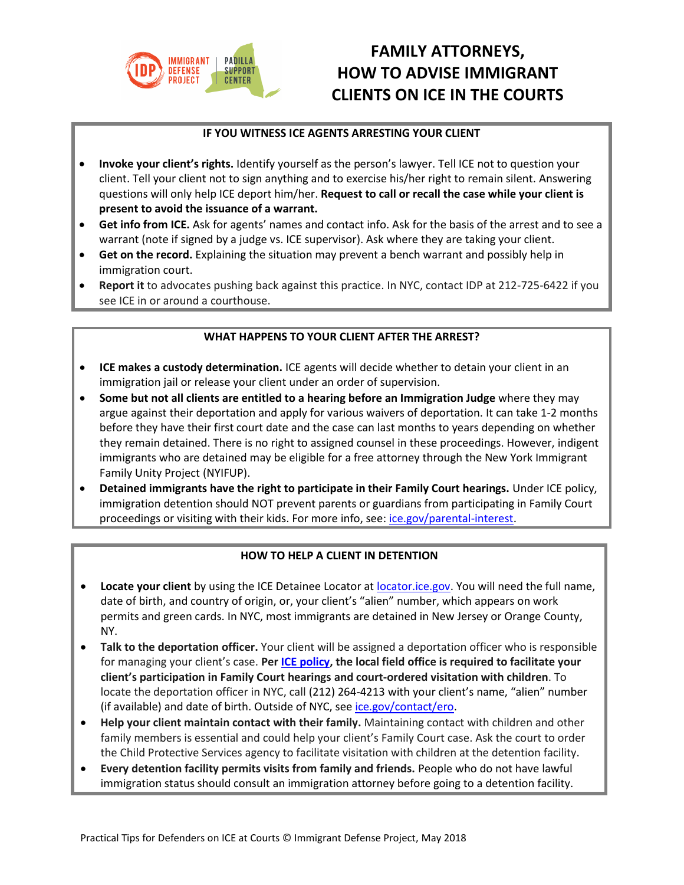IMMIGRANT DEFENSE PROJECT | PADILLA SUPPORT CENTER

# FAMILY ATTORNEYS, HOW TO ADVISE IMMIGRANT CLIENTS ON ICE IN THE COURTS

## IF YOU WITNESS ICE AGENTS ARRESTING YOUR CLIENT

- **Invoke your client's rights.** Identify yourself as the person's lawyer. Tell ICE not to question your client. Tell your client not to sign anything and to exercise his/her right to remain silent. Answering questions will only help ICE deport him/her. **Request to call or recall the case while your client is present to avoid the issuance of a warrant.**
- **Get info from ICE.** Ask for agents' names and contact info. Ask for the basis of the arrest and to see a warrant (note if signed by a judge vs. ICE supervisor). Ask where they are taking your client.
- **Get on the record.** Explaining the situation may prevent a bench warrant and possibly help in immigration court.
- **Report it** to advocates pushing back against this practice. In NYC, contact IDP at 212-725-6422 if you see ICE in or around a courthouse.

## WHAT HAPPENS TO YOUR CLIENT AFTER THE ARREST?

- **ICE makes a custody determination.** ICE agents will decide whether to detain your client in an immigration jail or release your client under an order of supervision.
- **Some but not all clients are entitled to a hearing before an Immigration Judge** where they may argue against their deportation and apply for various waivers of deportation. It can take 1-2 months before they have their first court date and the case can last months to years depending on whether they remain detained. There is no right to assigned counsel in these proceedings. However, indigent immigrants who are detained may be eligible for a free attorney through the New York Immigrant Family Unity Project (NYIFUP).
- **Detained immigrants have the right to participate in their Family Court hearings.** Under ICE policy, immigration detention should NOT prevent parents or guardians from participating in Family Court proceedings or visiting with their kids. For more info, see: ice.gov/parental-interest.

## HOW TO HELP A CLIENT IN DETENTION

- **Locate your client** by using the ICE Detainee Locator at locator.ice.gov. You will need the full name, date of birth, and country of origin, or, your client's "alien" number, which appears on work permits and green cards. In NYC, most immigrants are detained in New Jersey or Orange County, NY.
- **Talk to the deportation officer.** Your client will be assigned a deportation officer who is responsible for managing your client's case. **Per ICE policy, the local field office is required to facilitate your client's participation in Family Court hearings and court-ordered visitation with children**. To locate the deportation officer in NYC, call (212) 264-4213 with your client's name, "alien" number (if available) and date of birth. Outside of NYC, see ice.gov/contact/ero.
- **Help your client maintain contact with their family.** Maintaining contact with children and other family members is essential and could help your client's Family Court case. Ask the court to order the Child Protective Services agency to facilitate visitation with children at the detention facility.
- **Every detention facility permits visits from family and friends.** People who do not have lawful immigration status should consult an immigration attorney before going to a detention facility.

Practical Tips for Defenders on ICE at Courts © Immigrant Defense Project, May 2018